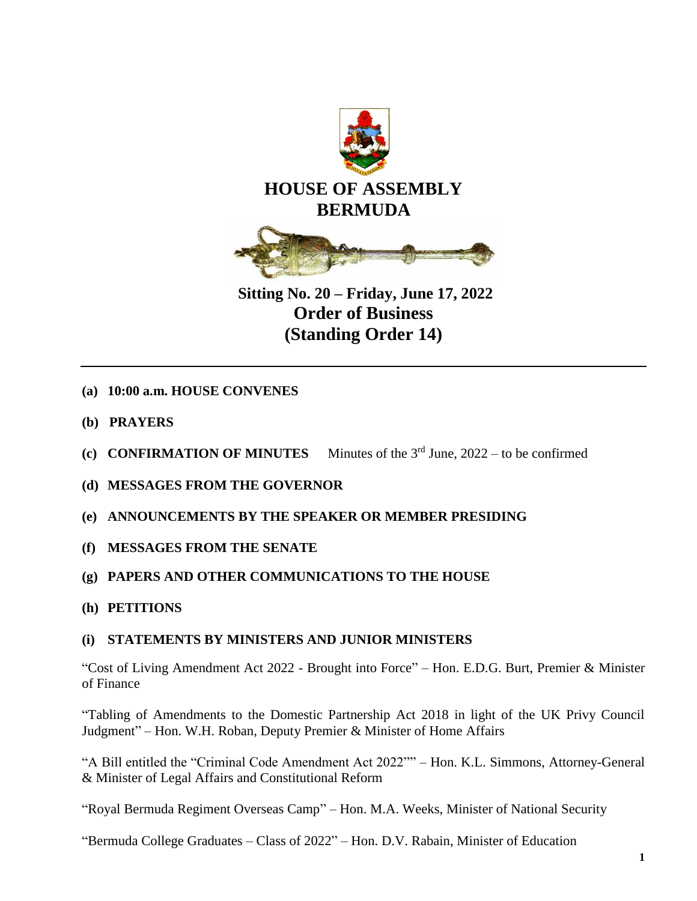# HOUSE OF ASSEMBLY
# BERMUDA

## Sitting No. 20 – Friday, June 17, 2022
## Order of Business
## (Standing Order 14)

---

**(a) 10:00 a.m. HOUSE CONVENES**

**(b) PRAYERS**

**(c) CONFIRMATION OF MINUTES** Minutes of the 3rd June, 2022 – to be confirmed

**(d) MESSAGES FROM THE GOVERNOR**

**(e) ANNOUNCEMENTS BY THE SPEAKER OR MEMBER PRESIDING**

**(f) MESSAGES FROM THE SENATE**

**(g) PAPERS AND OTHER COMMUNICATIONS TO THE HOUSE**

**(h) PETITIONS**

**(i) STATEMENTS BY MINISTERS AND JUNIOR MINISTERS**

"Cost of Living Amendment Act 2022 - Brought into Force" – Hon. E.D.G. Burt, Premier & Minister of Finance

"Tabling of Amendments to the Domestic Partnership Act 2018 in light of the UK Privy Council Judgment" – Hon. W.H. Roban, Deputy Premier & Minister of Home Affairs

"A Bill entitled the "Criminal Code Amendment Act 2022"" – Hon. K.L. Simmons, Attorney-General & Minister of Legal Affairs and Constitutional Reform

"Royal Bermuda Regiment Overseas Camp" – Hon. M.A. Weeks, Minister of National Security

"Bermuda College Graduates – Class of 2022" – Hon. D.V. Rabain, Minister of Education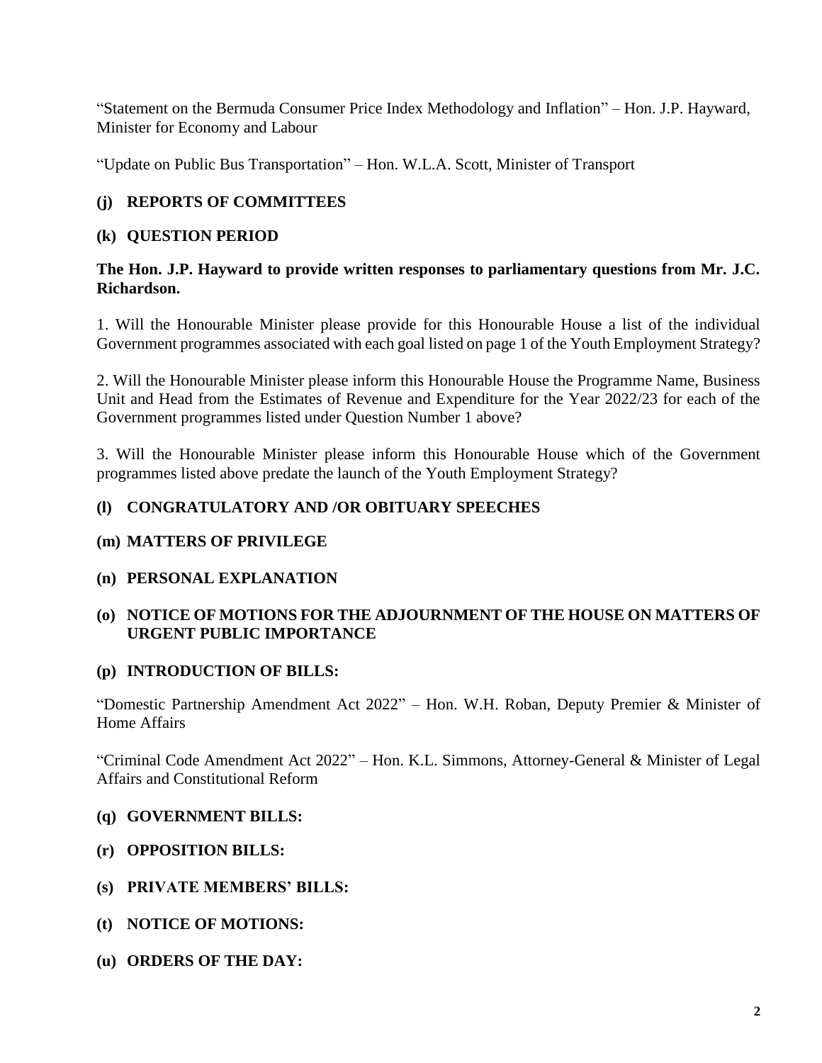"Statement on the Bermuda Consumer Price Index Methodology and Inflation" – Hon. J.P. Hayward, Minister for Economy and Labour

"Update on Public Bus Transportation" – Hon. W.L.A. Scott, Minister of Transport

**(j) REPORTS OF COMMITTEES**

**(k) QUESTION PERIOD**

**The Hon. J.P. Hayward to provide written responses to parliamentary questions from Mr. J.C. Richardson.**

1. Will the Honourable Minister please provide for this Honourable House a list of the individual Government programmes associated with each goal listed on page 1 of the Youth Employment Strategy?

2. Will the Honourable Minister please inform this Honourable House the Programme Name, Business Unit and Head from the Estimates of Revenue and Expenditure for the Year 2022/23 for each of the Government programmes listed under Question Number 1 above?

3. Will the Honourable Minister please inform this Honourable House which of the Government programmes listed above predate the launch of the Youth Employment Strategy?

**(l) CONGRATULATORY AND /OR OBITUARY SPEECHES**

**(m) MATTERS OF PRIVILEGE**

**(n) PERSONAL EXPLANATION**

**(o) NOTICE OF MOTIONS FOR THE ADJOURNMENT OF THE HOUSE ON MATTERS OF URGENT PUBLIC IMPORTANCE**

**(p) INTRODUCTION OF BILLS:**

"Domestic Partnership Amendment Act 2022" – Hon. W.H. Roban, Deputy Premier & Minister of Home Affairs

"Criminal Code Amendment Act 2022" – Hon. K.L. Simmons, Attorney-General & Minister of Legal Affairs and Constitutional Reform

**(q) GOVERNMENT BILLS:**

**(r) OPPOSITION BILLS:**

**(s) PRIVATE MEMBERS' BILLS:**

**(t) NOTICE OF MOTIONS:**

**(u) ORDERS OF THE DAY:**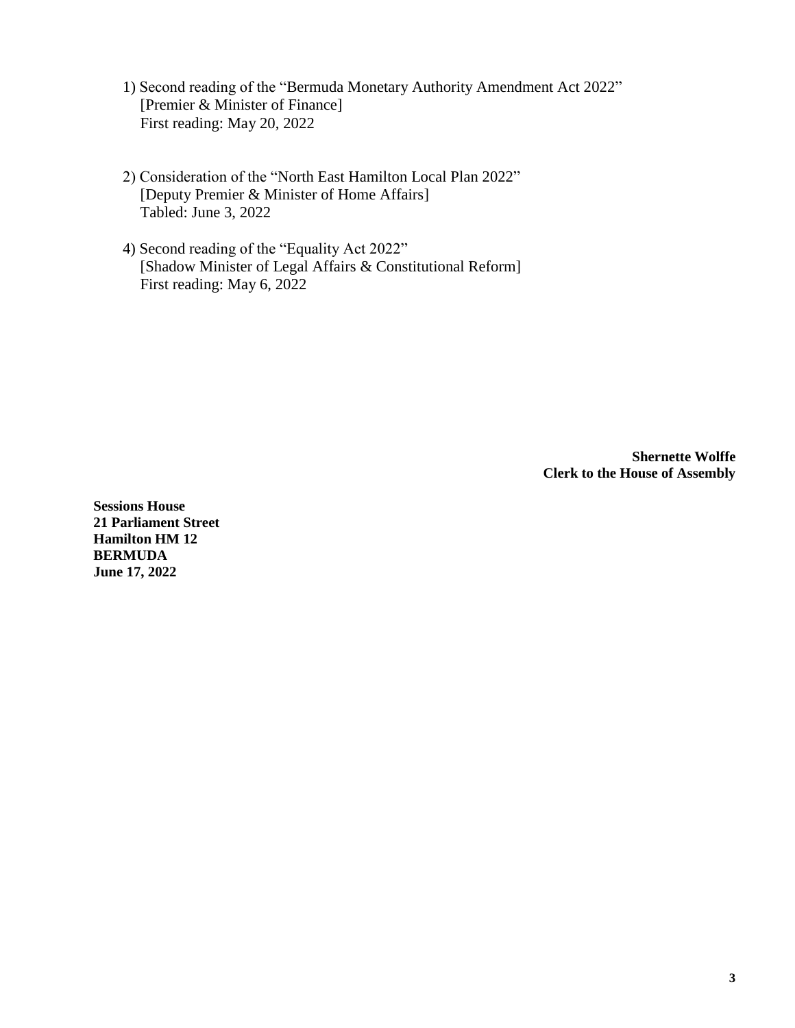1) Second reading of the "Bermuda Monetary Authority Amendment Act 2022"
   [Premier & Minister of Finance]
   First reading: May 20, 2022

2) Consideration of the "North East Hamilton Local Plan 2022"
   [Deputy Premier & Minister of Home Affairs]
   Tabled: June 3, 2022

4) Second reading of the "Equality Act 2022"
   [Shadow Minister of Legal Affairs & Constitutional Reform]
   First reading: May 6, 2022

**Shernette Wolffe**
**Clerk to the House of Assembly**

**Sessions House**
**21 Parliament Street**
**Hamilton HM 12**
**BERMUDA**
**June 17, 2022**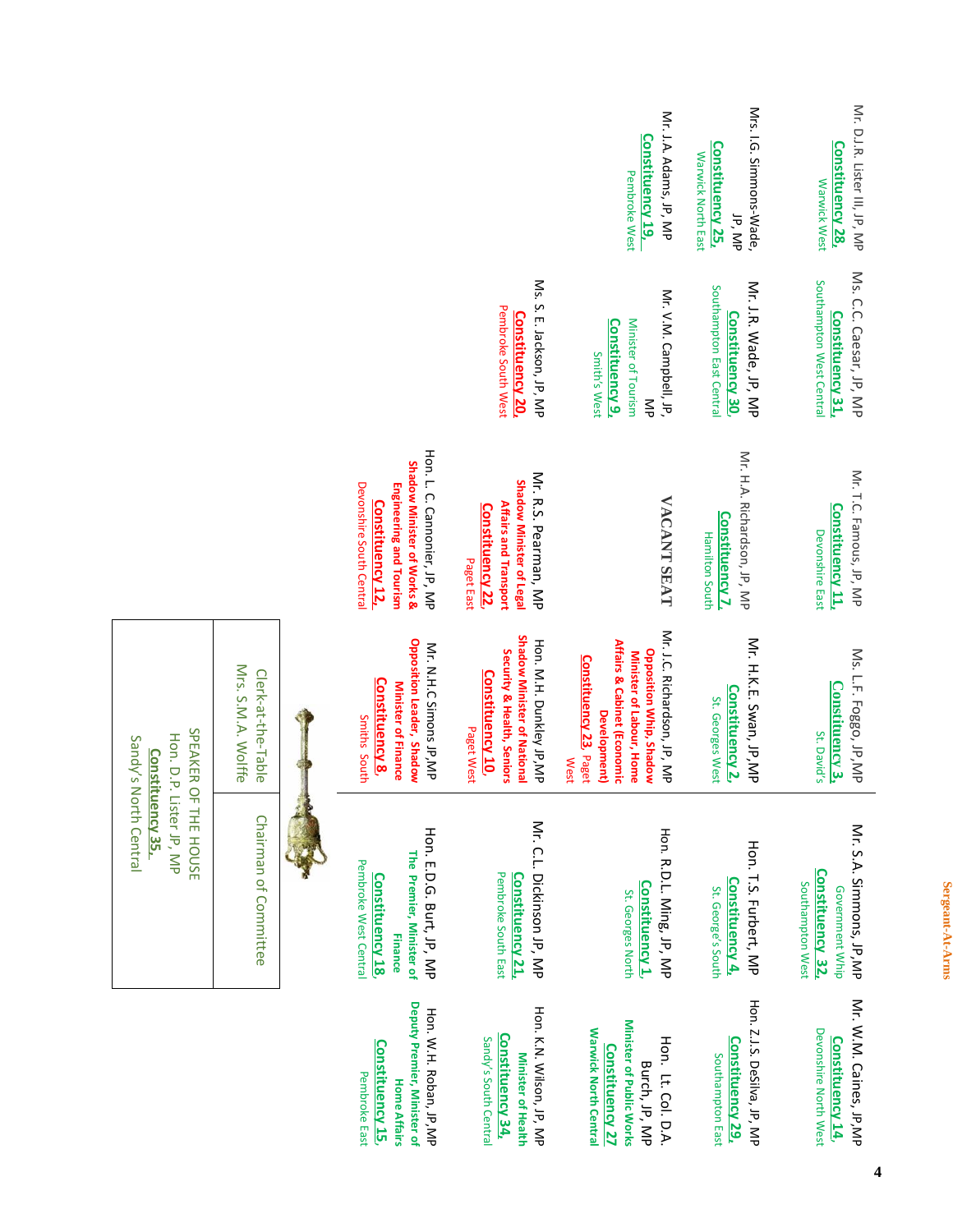**Sergeant-At-Arms**

Mr. W.M. Caines, JP,MP
Constituency 14,
Devonshire North West

Hon. Z.J.S. DeSilva, JP, MP
Constituency 29,
Southampton East

Hon. Lt. Col. D.A. Burch, JP, MP
Minister of Public Works
Constituency 27
Warwick North Central

Hon. K.N. Wilson, JP, MP
Minister of Health
Constituency 34,
Sandy's South Central

Hon. W.H. Roban, JP,MP
Deputy Premier, Minister of Home Affairs
Constituency 15,
Pembroke East

Mr. S.A. Simmons, JP,MP
Government Whip
Constituency 32,
Southampton West

Hon. T.S. Furbert, MP
Constituency 4,
St. George's South

Hon. R.D.L. Ming, JP, MP
Constituency 1,
St. Georges North

Mr. C.L. Dickinson JP, MP
Constituency 21,
Pembroke South East

Hon. E.D.G. Burt, JP, MP
The Premier, Minister of Finance
Constituency 18,
Pembroke West Central

Ms. L.F. Foggo, JP,MP
Constituency 3,
St. David's

Mr. H.K.E. Swan, JP,MP
Constituency 2,
St. Georges West

Mr. J.C. Richardson, JP, MP
Opposition Whip, Shadow Minister of Labour, Home Affairs & Cabinet (Economic Development)
Constituency 23, Paget West

Hon. M.H. Dunkley JP,MP
Shadow Minister of National Security & Health, Seniors
Constituency 10,
Paget West

Mr. N.H.C Simons JP,MP
Opposition Leader, Shadow Minister of Finance
Constituency 8,
Smiths South

Mr. T.C. Famous, JP, MP
Constituency 11,
Devonshire East

Mr. H.A. Richardson, JP, MP
Constituency 7,
Hamilton South

VACANT SEAT

Mr. R.S. Pearman, MP
Shadow Minister of Legal Affairs and Transport
Constituency 22,
Paget East

Hon. L. C. Cannonier, JP, MP
Shadow Minister of Works & Engineering and Tourism
Constituency 12,
Devonshire South Central

Ms. C.C. Caesar, JP, MP
Constituency 31,
Southampton West Central

Mr. J.R. Wade, JP, MP
Constituency 30,
Southampton East Central

Mr. V.M. Campbell, JP, MP
Minister of Tourism
Constituency 9,
Smith's West

Ms. S. E. Jackson, JP, MP
Constituency 20,
Pembroke South West

Mr. D.J.R. Lister III, JP, MP
Constituency 28,
Warwick West

Mrs. I.G. Simmons-Wade, JP, MP
Constituency 25,
Warwick North East

Mr. J.A. Adams, JP, MP
Constituency 19,
Pembroke West

| Clerk-at-the-Table Mrs. S.M.A. Wolffe | Chairman of Committee |
|---|---|

SPEAKER OF THE HOUSE
Hon. D.P. Lister JP, MP
Constituency 35,
Sandy's North Central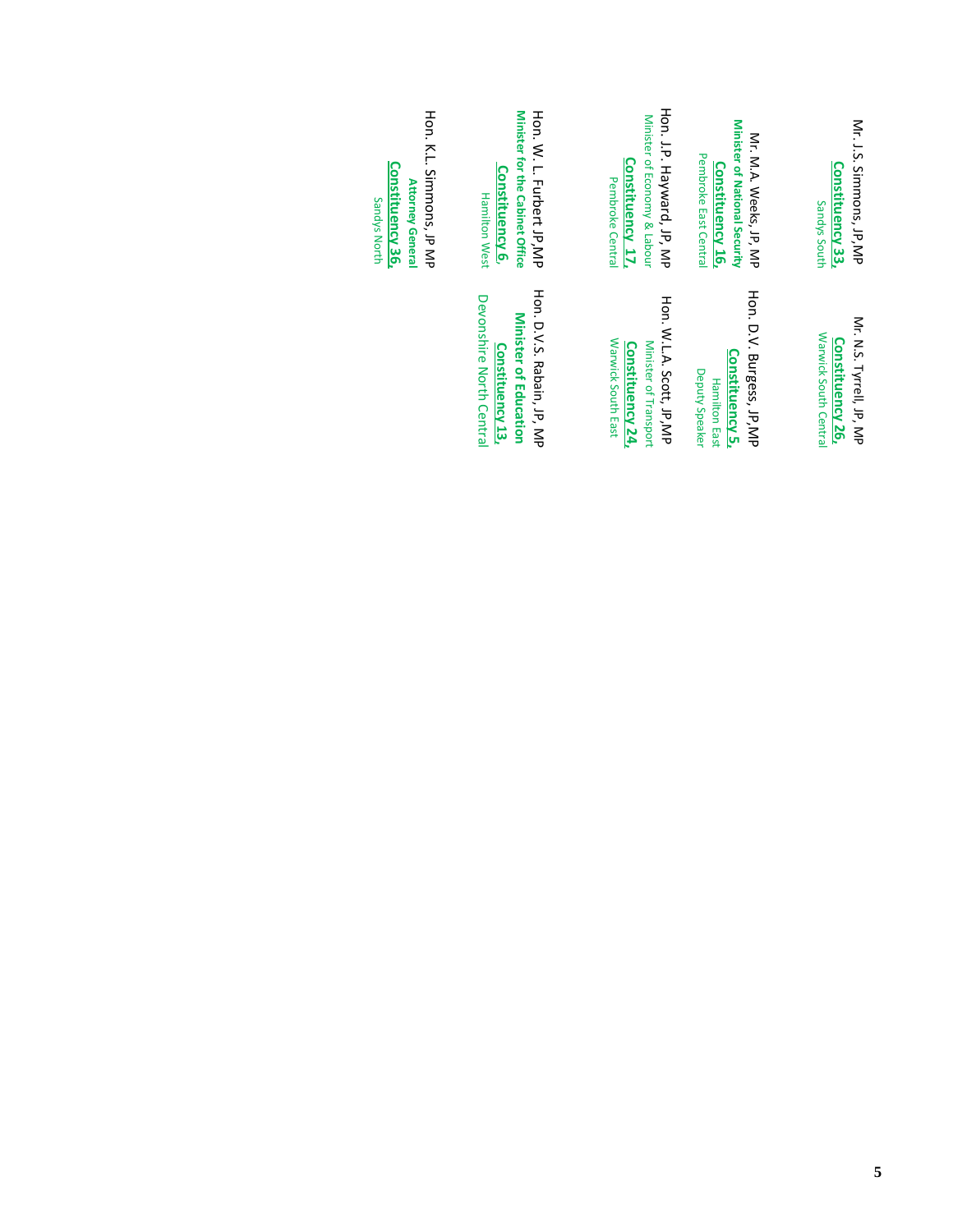| | |
|---|---|
| Mr. J.S. Simmons, JP,MP<br>**Constituency 33,**<br>Sandys South | Mr. N.S. Tyrell, JP, MP<br>**Constituency 26,**<br>Warwick South Central |
| Mr. M.A. Weeks, JP, MP<br>**Minister of National Security**<br>**Constituency 16,**<br>Pembroke East Central | Hon. D.V. Burgess, JP,MP<br>**Constituency 5,**<br>Hamilton East<br>Deputy Speaker |
| Hon. J.P. Hayward, JP, MP<br>Minister of Economy & Labour<br>**Constituency 17,**<br>Pembroke Central | Hon. W.L.A. Scott, JP,MP<br>Minister of Transport<br>**Constituency 24,**<br>Warwick South East |
| Hon. W. L. Furbert JP,MP<br>**Minister for the Cabinet Office**<br>**Constituency 6,**<br>Hamilton West | Hon. D.V.S. Rabain, JP, MP<br>**Minister of Education**<br>**Constituency 13,**<br>Devonshire North Central |
| Hon. K.L. Simmons, JP MP<br>**Attorney General**<br>**Constituency 36,**<br>Sandys North | |